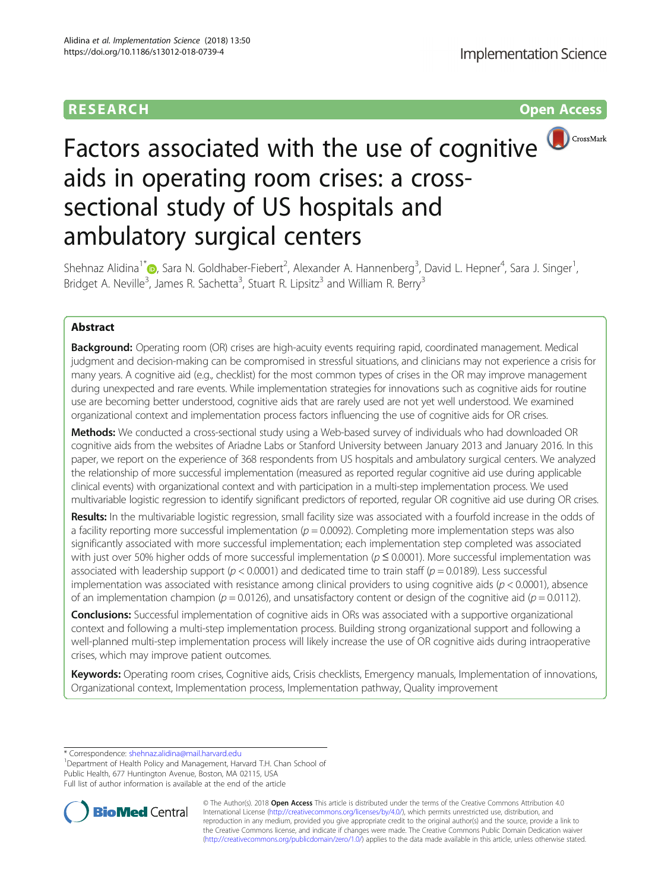RESEARCH Open Access

# Factors associated with the use of cognitive aids in operating room crises: a cross-sectional study of US hospitals and ambulatory surgical centers

Shehnaz Alidina[1*], Sara N. Goldhaber-Fiebert[2], Alexander A. Hannenberg[3], David L. Hepner[4], Sara J. Singer[1], Bridget A. Neville[3], James R. Sachetta[3], Stuart R. Lipsitz[3] and William R. Berry[3]

## Abstract

**Background:** Operating room (OR) crises are high-acuity events requiring rapid, coordinated management. Medical judgment and decision-making can be compromised in stressful situations, and clinicians may not experience a crisis for many years. A cognitive aid (e.g., checklist) for the most common types of crises in the OR may improve management during unexpected and rare events. While implementation strategies for innovations such as cognitive aids for routine use are becoming better understood, cognitive aids that are rarely used are not yet well understood. We examined organizational context and implementation process factors influencing the use of cognitive aids for OR crises.

**Methods:** We conducted a cross-sectional study using a Web-based survey of individuals who had downloaded OR cognitive aids from the websites of Ariadne Labs or Stanford University between January 2013 and January 2016. In this paper, we report on the experience of 368 respondents from US hospitals and ambulatory surgical centers. We analyzed the relationship of more successful implementation (measured as reported regular cognitive aid use during applicable clinical events) with organizational context and with participation in a multi-step implementation process. We used multivariable logistic regression to identify significant predictors of reported, regular OR cognitive aid use during OR crises.

**Results:** In the multivariable logistic regression, small facility size was associated with a fourfold increase in the odds of a facility reporting more successful implementation ($p = 0.0092$). Completing more implementation steps was also significantly associated with more successful implementation; each implementation step completed was associated with just over 50% higher odds of more successful implementation ($p \leq 0.0001$). More successful implementation was associated with leadership support ($p < 0.0001$) and dedicated time to train staff ($p = 0.0189$). Less successful implementation was associated with resistance among clinical providers to using cognitive aids ($p < 0.0001$), absence of an implementation champion ($p = 0.0126$), and unsatisfactory content or design of the cognitive aid ($p = 0.0112$).

**Conclusions:** Successful implementation of cognitive aids in ORs was associated with a supportive organizational context and following a multi-step implementation process. Building strong organizational support and following a well-planned multi-step implementation process will likely increase the use of OR cognitive aids during intraoperative crises, which may improve patient outcomes.

**Keywords:** Operating room crises, Cognitive aids, Crisis checklists, Emergency manuals, Implementation of innovations, Organizational context, Implementation process, Implementation pathway, Quality improvement

---

\* Correspondence: shehnaz.alidina@mail.harvard.edu

[1]Department of Health Policy and Management, Harvard T.H. Chan School of Public Health, 677 Huntington Avenue, Boston, MA 02115, USA

Full list of author information is available at the end of the article

© The Author(s). 2018 **Open Access** This article is distributed under the terms of the Creative Commons Attribution 4.0 International License (http://creativecommons.org/licenses/by/4.0/), which permits unrestricted use, distribution, and reproduction in any medium, provided you give appropriate credit to the original author(s) and the source, provide a link to the Creative Commons license, and indicate if changes were made. The Creative Commons Public Domain Dedication waiver (http://creativecommons.org/publicdomain/zero/1.0/) applies to the data made available in this article, unless otherwise stated.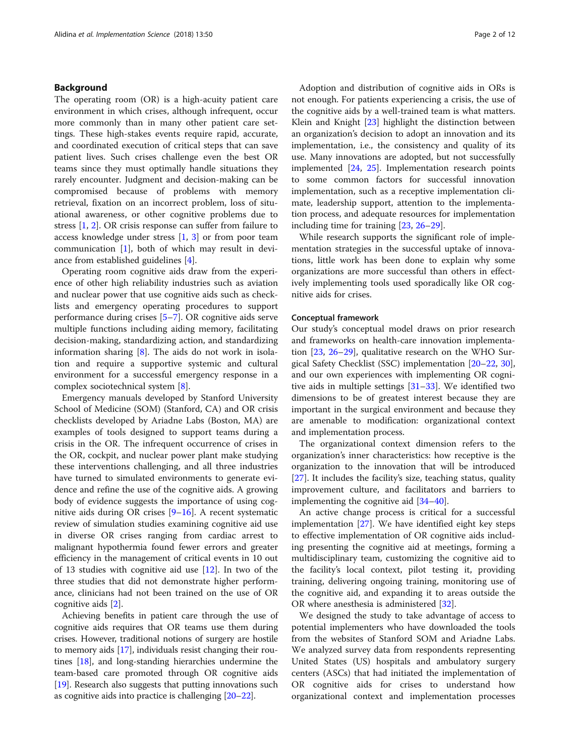## Background

The operating room (OR) is a high-acuity patient care environment in which crises, although infrequent, occur more commonly than in many other patient care settings. These high-stakes events require rapid, accurate, and coordinated execution of critical steps that can save patient lives. Such crises challenge even the best OR teams since they must optimally handle situations they rarely encounter. Judgment and decision-making can be compromised because of problems with memory retrieval, fixation on an incorrect problem, loss of situational awareness, or other cognitive problems due to stress [1, 2]. OR crisis response can suffer from failure to access knowledge under stress [1, 3] or from poor team communication [1], both of which may result in deviance from established guidelines [4].

Operating room cognitive aids draw from the experience of other high reliability industries such as aviation and nuclear power that use cognitive aids such as checklists and emergency operating procedures to support performance during crises [5–7]. OR cognitive aids serve multiple functions including aiding memory, facilitating decision-making, standardizing action, and standardizing information sharing [8]. The aids do not work in isolation and require a supportive systemic and cultural environment for a successful emergency response in a complex sociotechnical system [8].

Emergency manuals developed by Stanford University School of Medicine (SOM) (Stanford, CA) and OR crisis checklists developed by Ariadne Labs (Boston, MA) are examples of tools designed to support teams during a crisis in the OR. The infrequent occurrence of crises in the OR, cockpit, and nuclear power plant make studying these interventions challenging, and all three industries have turned to simulated environments to generate evidence and refine the use of the cognitive aids. A growing body of evidence suggests the importance of using cognitive aids during OR crises [9–16]. A recent systematic review of simulation studies examining cognitive aid use in diverse OR crises ranging from cardiac arrest to malignant hypothermia found fewer errors and greater efficiency in the management of critical events in 10 out of 13 studies with cognitive aid use [12]. In two of the three studies that did not demonstrate higher performance, clinicians had not been trained on the use of OR cognitive aids [2].

Achieving benefits in patient care through the use of cognitive aids requires that OR teams use them during crises. However, traditional notions of surgery are hostile to memory aids [17], individuals resist changing their routines [18], and long-standing hierarchies undermine the team-based care promoted through OR cognitive aids [19]. Research also suggests that putting innovations such as cognitive aids into practice is challenging [20–22].

Adoption and distribution of cognitive aids in ORs is not enough. For patients experiencing a crisis, the use of the cognitive aids by a well-trained team is what matters. Klein and Knight [23] highlight the distinction between an organization's decision to adopt an innovation and its implementation, i.e., the consistency and quality of its use. Many innovations are adopted, but not successfully implemented [24, 25]. Implementation research points to some common factors for successful innovation implementation, such as a receptive implementation climate, leadership support, attention to the implementation process, and adequate resources for implementation including time for training [23, 26–29].

While research supports the significant role of implementation strategies in the successful uptake of innovations, little work has been done to explain why some organizations are more successful than others in effectively implementing tools used sporadically like OR cognitive aids for crises.

### Conceptual framework

Our study's conceptual model draws on prior research and frameworks on health-care innovation implementation [23, 26–29], qualitative research on the WHO Surgical Safety Checklist (SSC) implementation [20–22, 30], and our own experiences with implementing OR cognitive aids in multiple settings [31–33]. We identified two dimensions to be of greatest interest because they are important in the surgical environment and because they are amenable to modification: organizational context and implementation process.

The organizational context dimension refers to the organization's inner characteristics: how receptive is the organization to the innovation that will be introduced [27]. It includes the facility's size, teaching status, quality improvement culture, and facilitators and barriers to implementing the cognitive aid [34–40].

An active change process is critical for a successful implementation [27]. We have identified eight key steps to effective implementation of OR cognitive aids including presenting the cognitive aid at meetings, forming a multidisciplinary team, customizing the cognitive aid to the facility's local context, pilot testing it, providing training, delivering ongoing training, monitoring use of the cognitive aid, and expanding it to areas outside the OR where anesthesia is administered [32].

We designed the study to take advantage of access to potential implementers who have downloaded the tools from the websites of Stanford SOM and Ariadne Labs. We analyzed survey data from respondents representing United States (US) hospitals and ambulatory surgery centers (ASCs) that had initiated the implementation of OR cognitive aids for crises to understand how organizational context and implementation processes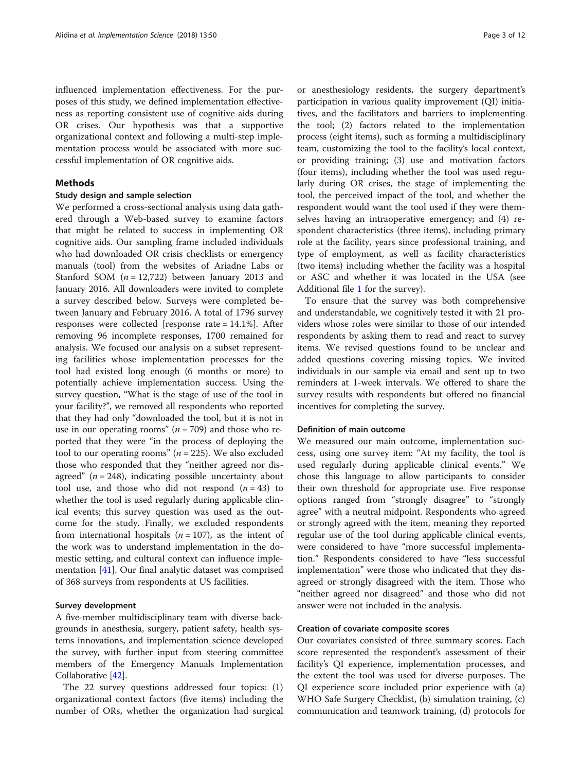influenced implementation effectiveness. For the purposes of this study, we defined implementation effectiveness as reporting consistent use of cognitive aids during OR crises. Our hypothesis was that a supportive organizational context and following a multi-step implementation process would be associated with more successful implementation of OR cognitive aids.

## Methods

### Study design and sample selection

We performed a cross-sectional analysis using data gathered through a Web-based survey to examine factors that might be related to success in implementing OR cognitive aids. Our sampling frame included individuals who had downloaded OR crisis checklists or emergency manuals (tool) from the websites of Ariadne Labs or Stanford SOM ($n = 12,722$) between January 2013 and January 2016. All downloaders were invited to complete a survey described below. Surveys were completed between January and February 2016. A total of 1796 survey responses were collected [response rate = 14.1%]. After removing 96 incomplete responses, 1700 remained for analysis. We focused our analysis on a subset representing facilities whose implementation processes for the tool had existed long enough (6 months or more) to potentially achieve implementation success. Using the survey question, "What is the stage of use of the tool in your facility?", we removed all respondents who reported that they had only "downloaded the tool, but it is not in use in our operating rooms" ($n = 709$) and those who reported that they were "in the process of deploying the tool to our operating rooms" ($n = 225$). We also excluded those who responded that they "neither agreed nor disagreed" ($n = 248$), indicating possible uncertainty about tool use, and those who did not respond ($n = 43$) to whether the tool is used regularly during applicable clinical events; this survey question was used as the outcome for the study. Finally, we excluded respondents from international hospitals ($n = 107$), as the intent of the work was to understand implementation in the domestic setting, and cultural context can influence implementation [41]. Our final analytic dataset was comprised of 368 surveys from respondents at US facilities.

### Survey development

A five-member multidisciplinary team with diverse backgrounds in anesthesia, surgery, patient safety, health systems innovations, and implementation science developed the survey, with further input from steering committee members of the Emergency Manuals Implementation Collaborative [42].

The 22 survey questions addressed four topics: (1) organizational context factors (five items) including the number of ORs, whether the organization had surgical or anesthesiology residents, the surgery department's participation in various quality improvement (QI) initiatives, and the facilitators and barriers to implementing the tool; (2) factors related to the implementation process (eight items), such as forming a multidisciplinary team, customizing the tool to the facility's local context, or providing training; (3) use and motivation factors (four items), including whether the tool was used regularly during OR crises, the stage of implementing the tool, the perceived impact of the tool, and whether the respondent would want the tool used if they were themselves having an intraoperative emergency; and (4) respondent characteristics (three items), including primary role at the facility, years since professional training, and type of employment, as well as facility characteristics (two items) including whether the facility was a hospital or ASC and whether it was located in the USA (see Additional file 1 for the survey).

To ensure that the survey was both comprehensive and understandable, we cognitively tested it with 21 providers whose roles were similar to those of our intended respondents by asking them to read and react to survey items. We revised questions found to be unclear and added questions covering missing topics. We invited individuals in our sample via email and sent up to two reminders at 1-week intervals. We offered to share the survey results with respondents but offered no financial incentives for completing the survey.

### Definition of main outcome

We measured our main outcome, implementation success, using one survey item: "At my facility, the tool is used regularly during applicable clinical events." We chose this language to allow participants to consider their own threshold for appropriate use. Five response options ranged from "strongly disagree" to "strongly agree" with a neutral midpoint. Respondents who agreed or strongly agreed with the item, meaning they reported regular use of the tool during applicable clinical events, were considered to have "more successful implementation." Respondents considered to have "less successful implementation" were those who indicated that they disagreed or strongly disagreed with the item. Those who "neither agreed nor disagreed" and those who did not answer were not included in the analysis.

### Creation of covariate composite scores

Our covariates consisted of three summary scores. Each score represented the respondent's assessment of their facility's QI experience, implementation processes, and the extent the tool was used for diverse purposes. The QI experience score included prior experience with (a) WHO Safe Surgery Checklist, (b) simulation training, (c) communication and teamwork training, (d) protocols for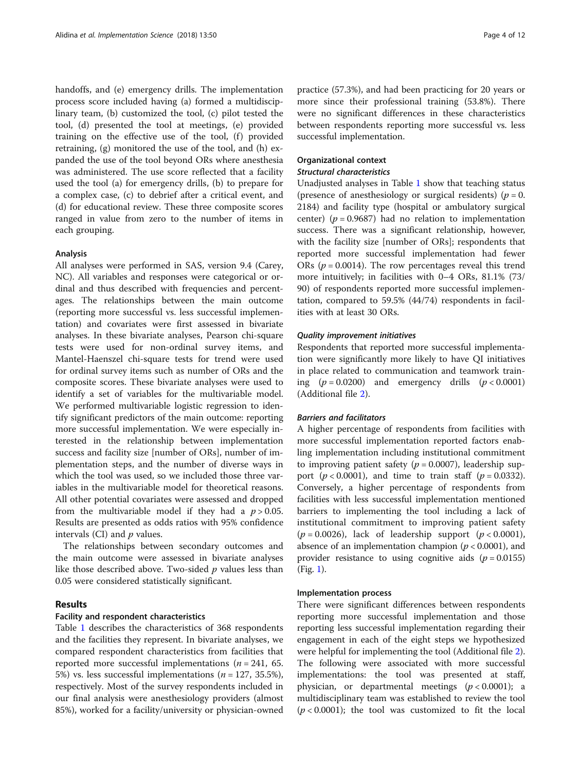handoffs, and (e) emergency drills. The implementation process score included having (a) formed a multidisciplinary team, (b) customized the tool, (c) pilot tested the tool, (d) presented the tool at meetings, (e) provided training on the effective use of the tool, (f) provided retraining, (g) monitored the use of the tool, and (h) expanded the use of the tool beyond ORs where anesthesia was administered. The use score reflected that a facility used the tool (a) for emergency drills, (b) to prepare for a complex case, (c) to debrief after a critical event, and (d) for educational review. These three composite scores ranged in value from zero to the number of items in each grouping.

### Analysis

All analyses were performed in SAS, version 9.4 (Carey, NC). All variables and responses were categorical or ordinal and thus described with frequencies and percentages. The relationships between the main outcome (reporting more successful vs. less successful implementation) and covariates were first assessed in bivariate analyses. In these bivariate analyses, Pearson chi-square tests were used for non-ordinal survey items, and Mantel-Haenszel chi-square tests for trend were used for ordinal survey items such as number of ORs and the composite scores. These bivariate analyses were used to identify a set of variables for the multivariable model. We performed multivariable logistic regression to identify significant predictors of the main outcome: reporting more successful implementation. We were especially interested in the relationship between implementation success and facility size [number of ORs], number of implementation steps, and the number of diverse ways in which the tool was used, so we included those three variables in the multivariable model for theoretical reasons. All other potential covariates were assessed and dropped from the multivariable model if they had a $p > 0.05$. Results are presented as odds ratios with 95% confidence intervals (CI) and $p$ values.

The relationships between secondary outcomes and the main outcome were assessed in bivariate analyses like those described above. Two-sided $p$ values less than 0.05 were considered statistically significant.

## Results

### Facility and respondent characteristics

Table 1 describes the characteristics of 368 respondents and the facilities they represent. In bivariate analyses, we compared respondent characteristics from facilities that reported more successful implementations ($n = 241$, 65.5%) vs. less successful implementations ($n = 127$, 35.5%), respectively. Most of the survey respondents included in our final analysis were anesthesiology providers (almost 85%), worked for a facility/university or physician-owned practice (57.3%), and had been practicing for 20 years or more since their professional training (53.8%). There were no significant differences in these characteristics between respondents reporting more successful vs. less successful implementation.

### Organizational context

#### *Structural characteristics*

Unadjusted analyses in Table 1 show that teaching status (presence of anesthesiology or surgical residents) ($p = 0.2184$) and facility type (hospital or ambulatory surgical center) ($p = 0.9687$) had no relation to implementation success. There was a significant relationship, however, with the facility size [number of ORs]; respondents that reported more successful implementation had fewer ORs ($p = 0.0014$). The row percentages reveal this trend more intuitively; in facilities with 0–4 ORs, 81.1% (73/90) of respondents reported more successful implementation, compared to 59.5% (44/74) respondents in facilities with at least 30 ORs.

#### *Quality improvement initiatives*

Respondents that reported more successful implementation were significantly more likely to have QI initiatives in place related to communication and teamwork training ($p = 0.0200$) and emergency drills ($p < 0.0001$) (Additional file 2).

#### *Barriers and facilitators*

A higher percentage of respondents from facilities with more successful implementation reported factors enabling implementation including institutional commitment to improving patient safety ($p = 0.0007$), leadership support ($p < 0.0001$), and time to train staff ($p = 0.0332$). Conversely, a higher percentage of respondents from facilities with less successful implementation mentioned barriers to implementing the tool including a lack of institutional commitment to improving patient safety ($p = 0.0026$), lack of leadership support ($p < 0.0001$), absence of an implementation champion ($p < 0.0001$), and provider resistance to using cognitive aids ($p = 0.0155$) (Fig. 1).

### Implementation process

There were significant differences between respondents reporting more successful implementation and those reporting less successful implementation regarding their engagement in each of the eight steps we hypothesized were helpful for implementing the tool (Additional file 2). The following were associated with more successful implementations: the tool was presented at staff, physician, or departmental meetings ($p < 0.0001$); a multidisciplinary team was established to review the tool ($p < 0.0001$); the tool was customized to fit the local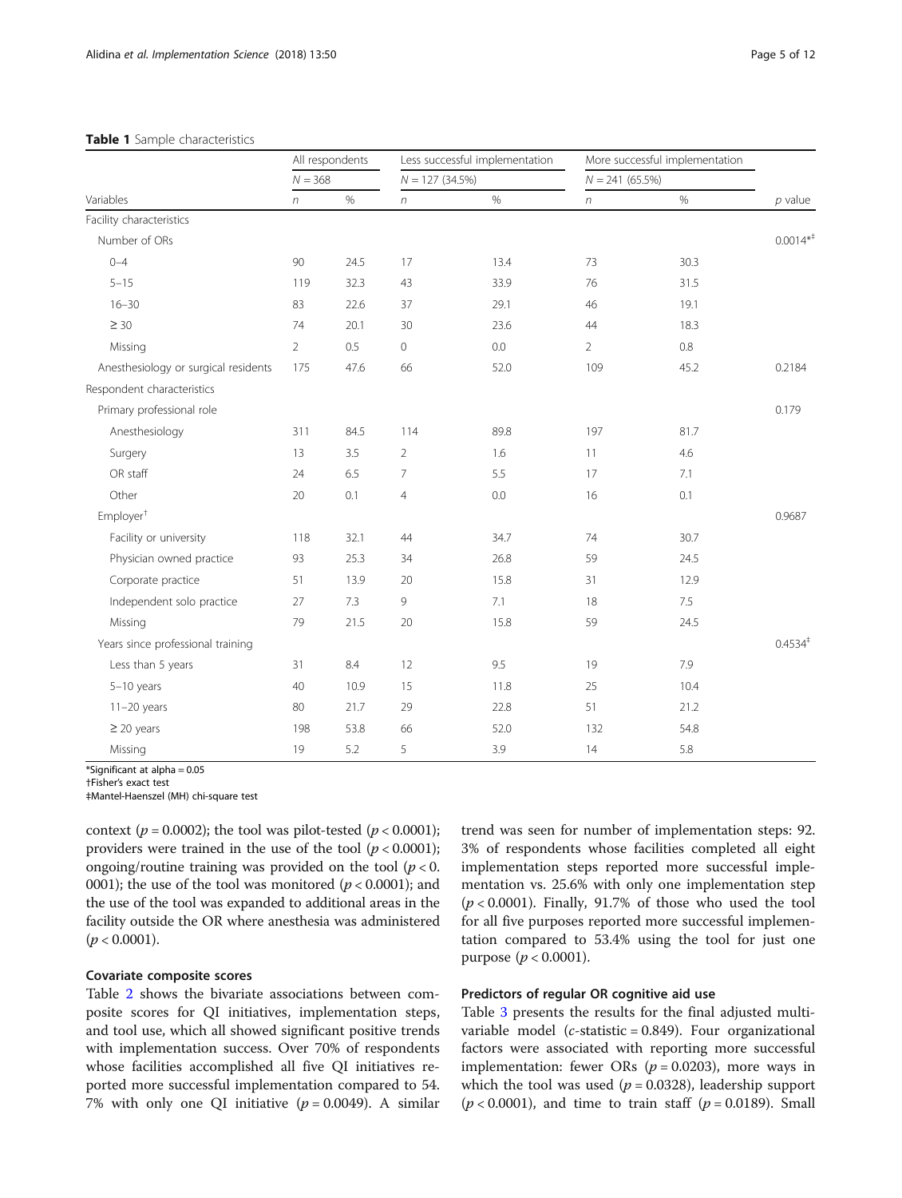**Table 1** Sample characteristics

| Variables | All respondents | | Less successful implementation | | More successful implementation | | $p$ value |
|---|---|---|---|---|---|---|---|
| | $N = 368$ | | $N = 127$ (34.5%) | | $N = 241$ (65.5%) | | |
| | $n$ | % | $n$ | % | $n$ | % | |
| Facility characteristics | | | | | | | |
| Number of ORs | | | | | | | 0.0014*[‡] |
| 0–4 | 90 | 24.5 | 17 | 13.4 | 73 | 30.3 | |
| 5–15 | 119 | 32.3 | 43 | 33.9 | 76 | 31.5 | |
| 16–30 | 83 | 22.6 | 37 | 29.1 | 46 | 19.1 | |
| ≥ 30 | 74 | 20.1 | 30 | 23.6 | 44 | 18.3 | |
| Missing | 2 | 0.5 | 0 | 0.0 | 2 | 0.8 | |
| Anesthesiology or surgical residents | 175 | 47.6 | 66 | 52.0 | 109 | 45.2 | 0.2184 |
| Respondent characteristics | | | | | | | |
| Primary professional role | | | | | | | 0.179 |
| Anesthesiology | 311 | 84.5 | 114 | 89.8 | 197 | 81.7 | |
| Surgery | 13 | 3.5 | 2 | 1.6 | 11 | 4.6 | |
| OR staff | 24 | 6.5 | 7 | 5.5 | 17 | 7.1 | |
| Other | 20 | 0.1 | 4 | 0.0 | 16 | 0.1 | |
| Employer[†] | | | | | | | 0.9687 |
| Facility or university | 118 | 32.1 | 44 | 34.7 | 74 | 30.7 | |
| Physician owned practice | 93 | 25.3 | 34 | 26.8 | 59 | 24.5 | |
| Corporate practice | 51 | 13.9 | 20 | 15.8 | 31 | 12.9 | |
| Independent solo practice | 27 | 7.3 | 9 | 7.1 | 18 | 7.5 | |
| Missing | 79 | 21.5 | 20 | 15.8 | 59 | 24.5 | |
| Years since professional training | | | | | | | 0.4534[‡] |
| Less than 5 years | 31 | 8.4 | 12 | 9.5 | 19 | 7.9 | |
| 5–10 years | 40 | 10.9 | 15 | 11.8 | 25 | 10.4 | |
| 11–20 years | 80 | 21.7 | 29 | 22.8 | 51 | 21.2 | |
| ≥ 20 years | 198 | 53.8 | 66 | 52.0 | 132 | 54.8 | |
| Missing | 19 | 5.2 | 5 | 3.9 | 14 | 5.8 | |

*Significant at alpha = 0.05
†Fisher's exact test
‡Mantel-Haenszel (MH) chi-square test

context ($p = 0.0002$); the tool was pilot-tested ($p < 0.0001$); providers were trained in the use of the tool ($p < 0.0001$); ongoing/routine training was provided on the tool ($p < 0.0001$); the use of the tool was monitored ($p < 0.0001$); and the use of the tool was expanded to additional areas in the facility outside the OR where anesthesia was administered ($p < 0.0001$).

### Covariate composite scores

Table 2 shows the bivariate associations between composite scores for QI initiatives, implementation steps, and tool use, which all showed significant positive trends with implementation success. Over 70% of respondents whose facilities accomplished all five QI initiatives reported more successful implementation compared to 54.7% with only one QI initiative ($p = 0.0049$). A similar trend was seen for number of implementation steps: 92.3% of respondents whose facilities completed all eight implementation steps reported more successful implementation vs. 25.6% with only one implementation step ($p < 0.0001$). Finally, 91.7% of those who used the tool for all five purposes reported more successful implementation compared to 53.4% using the tool for just one purpose ($p < 0.0001$).

### Predictors of regular OR cognitive aid use

Table 3 presents the results for the final adjusted multivariable model ($c$-statistic = 0.849). Four organizational factors were associated with reporting more successful implementation: fewer ORs ($p = 0.0203$), more ways in which the tool was used ($p = 0.0328$), leadership support ($p < 0.0001$), and time to train staff ($p = 0.0189$). Small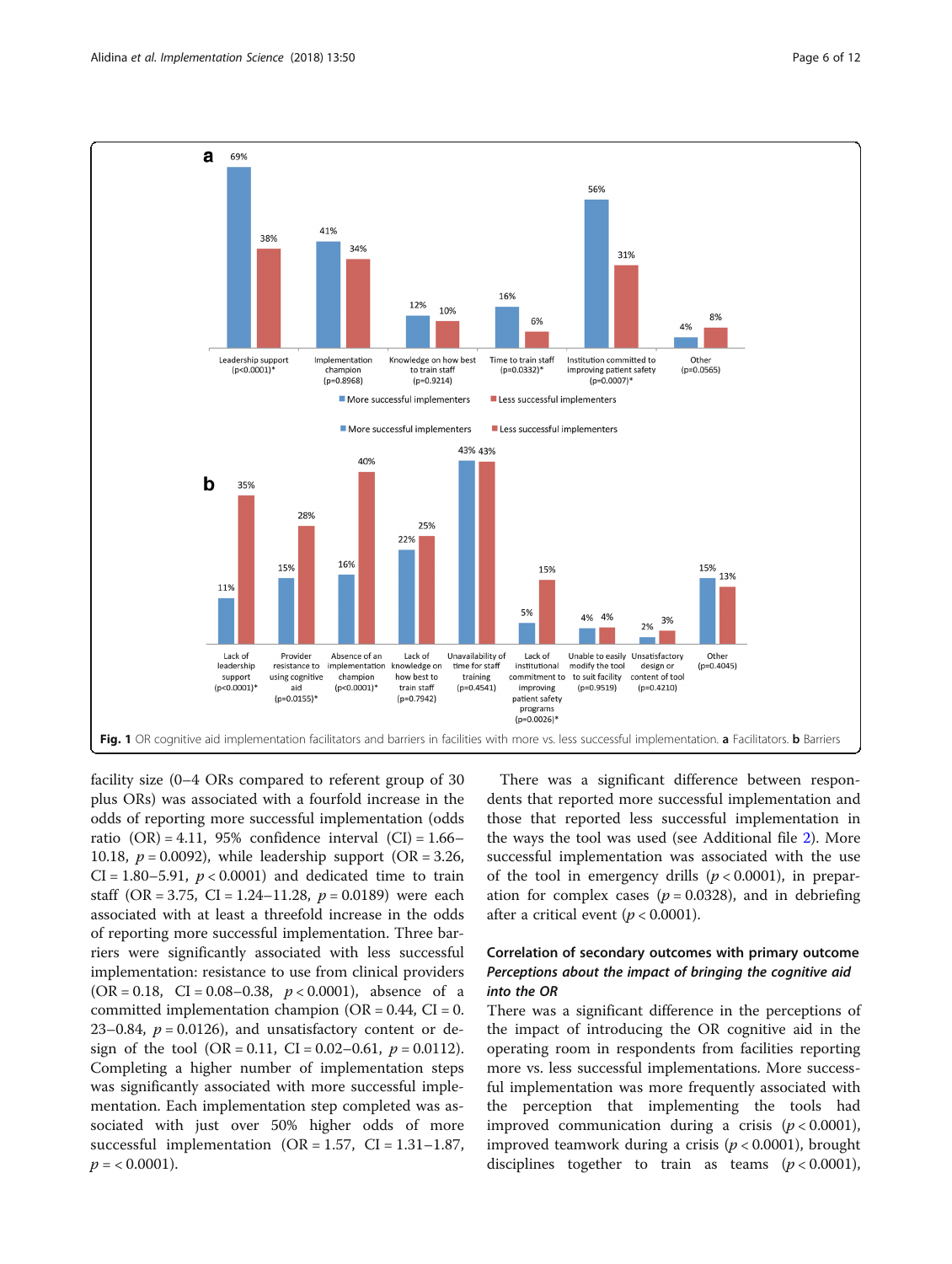**Fig. 1** OR cognitive aid implementation facilitators and barriers in facilities with more vs. less successful implementation. **a** Facilitators. **b** Barriers

facility size (0–4 ORs compared to referent group of 30 plus ORs) was associated with a fourfold increase in the odds of reporting more successful implementation (odds ratio (OR) = 4.11, 95% confidence interval (CI) = 1.66–10.18, $p = 0.0092$), while leadership support (OR = 3.26, CI = 1.80–5.91, $p < 0.0001$) and dedicated time to train staff (OR = 3.75, CI = 1.24–11.28, $p = 0.0189$) were each associated with at least a threefold increase in the odds of reporting more successful implementation. Three barriers were significantly associated with less successful implementation: resistance to use from clinical providers (OR = 0.18, CI = 0.08–0.38, $p < 0.0001$), absence of a committed implementation champion (OR = 0.44, CI = 0.23–0.84, $p = 0.0126$), and unsatisfactory content or design of the tool (OR = 0.11, CI = 0.02–0.61, $p = 0.0112$). Completing a higher number of implementation steps was significantly associated with more successful implementation. Each implementation step completed was associated with just over 50% higher odds of more successful implementation (OR = 1.57, CI = 1.31–1.87, $p = < 0.0001$).

There was a significant difference between respondents that reported more successful implementation and those that reported less successful implementation in the ways the tool was used (see Additional file 2). More successful implementation was associated with the use of the tool in emergency drills ($p < 0.0001$), in preparation for complex cases ($p = 0.0328$), and in debriefing after a critical event ($p < 0.0001$).

## Correlation of secondary outcomes with primary outcome

### *Perceptions about the impact of bringing the cognitive aid into the OR*

There was a significant difference in the perceptions of the impact of introducing the OR cognitive aid in the operating room in respondents from facilities reporting more vs. less successful implementations. More successful implementation was more frequently associated with the perception that implementing the tools had improved communication during a crisis ($p < 0.0001$), improved teamwork during a crisis ($p < 0.0001$), brought disciplines together to train as teams ($p < 0.0001$),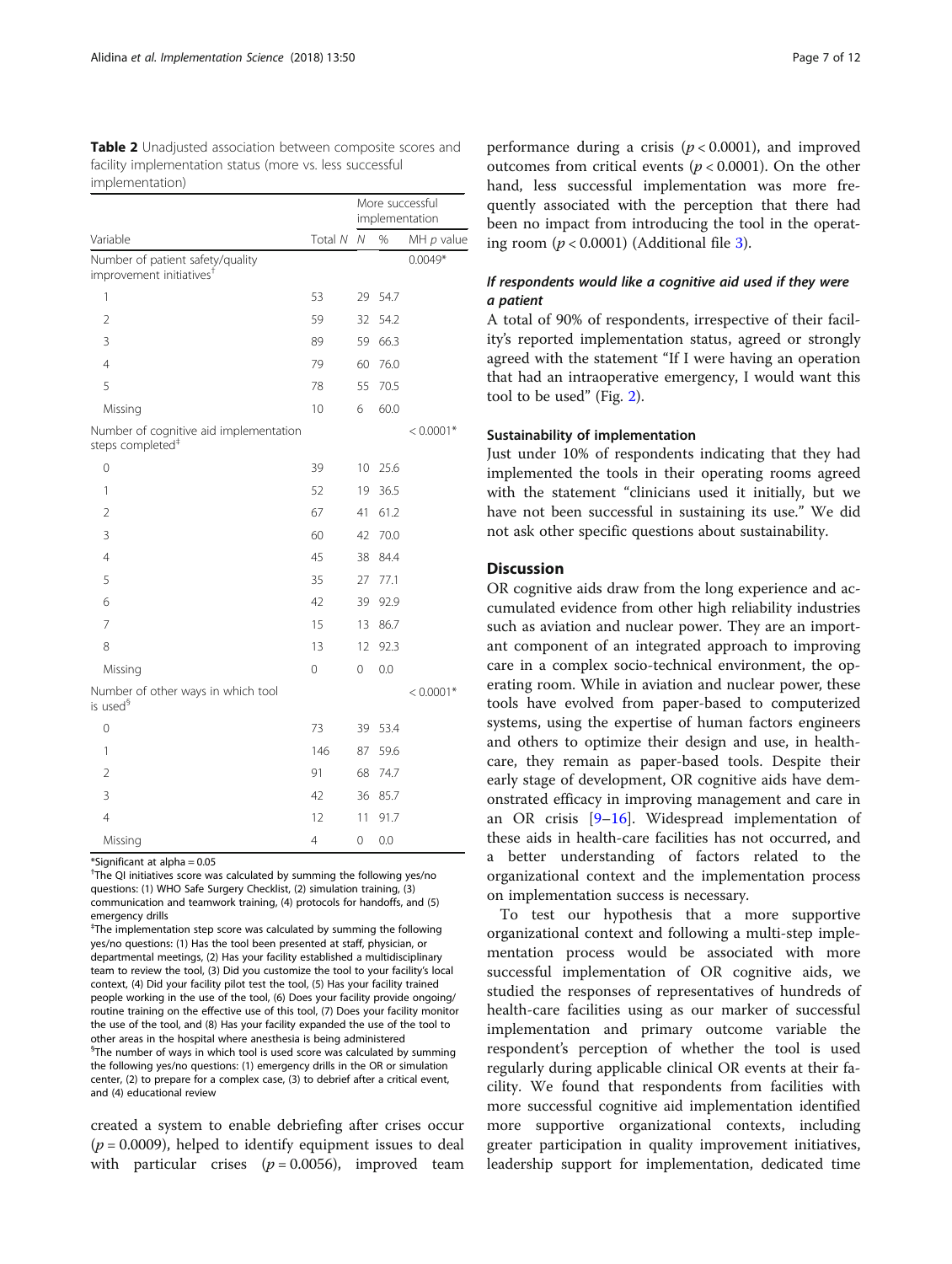**Table 2** Unadjusted association between composite scores and facility implementation status (more vs. less successful implementation)

| Variable | Total *N* | More successful implementation | | |
|---|---|---|---|---|
| | | *N* | % | MH *p* value |
| Number of patient safety/quality improvement initiatives[†] | | | | 0.0049* |
| 1 | 53 | 29 | 54.7 | |
| 2 | 59 | 32 | 54.2 | |
| 3 | 89 | 59 | 66.3 | |
| 4 | 79 | 60 | 76.0 | |
| 5 | 78 | 55 | 70.5 | |
| Missing | 10 | 6 | 60.0 | |
| Number of cognitive aid implementation steps completed[‡] | | | | < 0.0001* |
| 0 | 39 | 10 | 25.6 | |
| 1 | 52 | 19 | 36.5 | |
| 2 | 67 | 41 | 61.2 | |
| 3 | 60 | 42 | 70.0 | |
| 4 | 45 | 38 | 84.4 | |
| 5 | 35 | 27 | 77.1 | |
| 6 | 42 | 39 | 92.9 | |
| 7 | 15 | 13 | 86.7 | |
| 8 | 13 | 12 | 92.3 | |
| Missing | 0 | 0 | 0.0 | |
| Number of other ways in which tool is used[§] | | | | < 0.0001* |
| 0 | 73 | 39 | 53.4 | |
| 1 | 146 | 87 | 59.6 | |
| 2 | 91 | 68 | 74.7 | |
| 3 | 42 | 36 | 85.7 | |
| 4 | 12 | 11 | 91.7 | |
| Missing | 4 | 0 | 0.0 | |

*Significant at alpha = 0.05

[†]The QI initiatives score was calculated by summing the following yes/no questions: (1) WHO Safe Surgery Checklist, (2) simulation training, (3) communication and teamwork training, (4) protocols for handoffs, and (5) emergency drills

[‡]The implementation step score was calculated by summing the following yes/no questions: (1) Has the tool been presented at staff, physician, or departmental meetings, (2) Has your facility established a multidisciplinary team to review the tool, (3) Did you customize the tool to your facility's local context, (4) Did your facility pilot test the tool, (5) Has your facility trained people working in the use of the tool, (6) Does your facility provide ongoing/routine training on the effective use of this tool, (7) Does your facility monitor the use of the tool, and (8) Has your facility expanded the use of the tool to other areas in the hospital where anesthesia is being administered

[§]The number of ways in which tool is used score was calculated by summing the following yes/no questions: (1) emergency drills in the OR or simulation center, (2) to prepare for a complex case, (3) to debrief after a critical event, and (4) educational review

created a system to enable debriefing after crises occur ($p = 0.0009$), helped to identify equipment issues to deal with particular crises ($p = 0.0056$), improved team performance during a crisis ($p < 0.0001$), and improved outcomes from critical events ($p < 0.0001$). On the other hand, less successful implementation was more frequently associated with the perception that there had been no impact from introducing the tool in the operating room ($p < 0.0001$) (Additional file 3).

### *If respondents would like a cognitive aid used if they were a patient*

A total of 90% of respondents, irrespective of their facility's reported implementation status, agreed or strongly agreed with the statement "If I were having an operation that had an intraoperative emergency, I would want this tool to be used" (Fig. 2).

### Sustainability of implementation

Just under 10% of respondents indicating that they had implemented the tools in their operating rooms agreed with the statement "clinicians used it initially, but we have not been successful in sustaining its use." We did not ask other specific questions about sustainability.

## Discussion

OR cognitive aids draw from the long experience and accumulated evidence from other high reliability industries such as aviation and nuclear power. They are an important component of an integrated approach to improving care in a complex socio-technical environment, the operating room. While in aviation and nuclear power, these tools have evolved from paper-based to computerized systems, using the expertise of human factors engineers and others to optimize their design and use, in health-care, they remain as paper-based tools. Despite their early stage of development, OR cognitive aids have demonstrated efficacy in improving management and care in an OR crisis [9–16]. Widespread implementation of these aids in health-care facilities has not occurred, and a better understanding of factors related to the organizational context and the implementation process on implementation success is necessary.

To test our hypothesis that a more supportive organizational context and following a multi-step implementation process would be associated with more successful implementation of OR cognitive aids, we studied the responses of representatives of hundreds of health-care facilities using as our marker of successful implementation and primary outcome variable the respondent's perception of whether the tool is used regularly during applicable clinical OR events at their facility. We found that respondents from facilities with more successful cognitive aid implementation identified more supportive organizational contexts, including greater participation in quality improvement initiatives, leadership support for implementation, dedicated time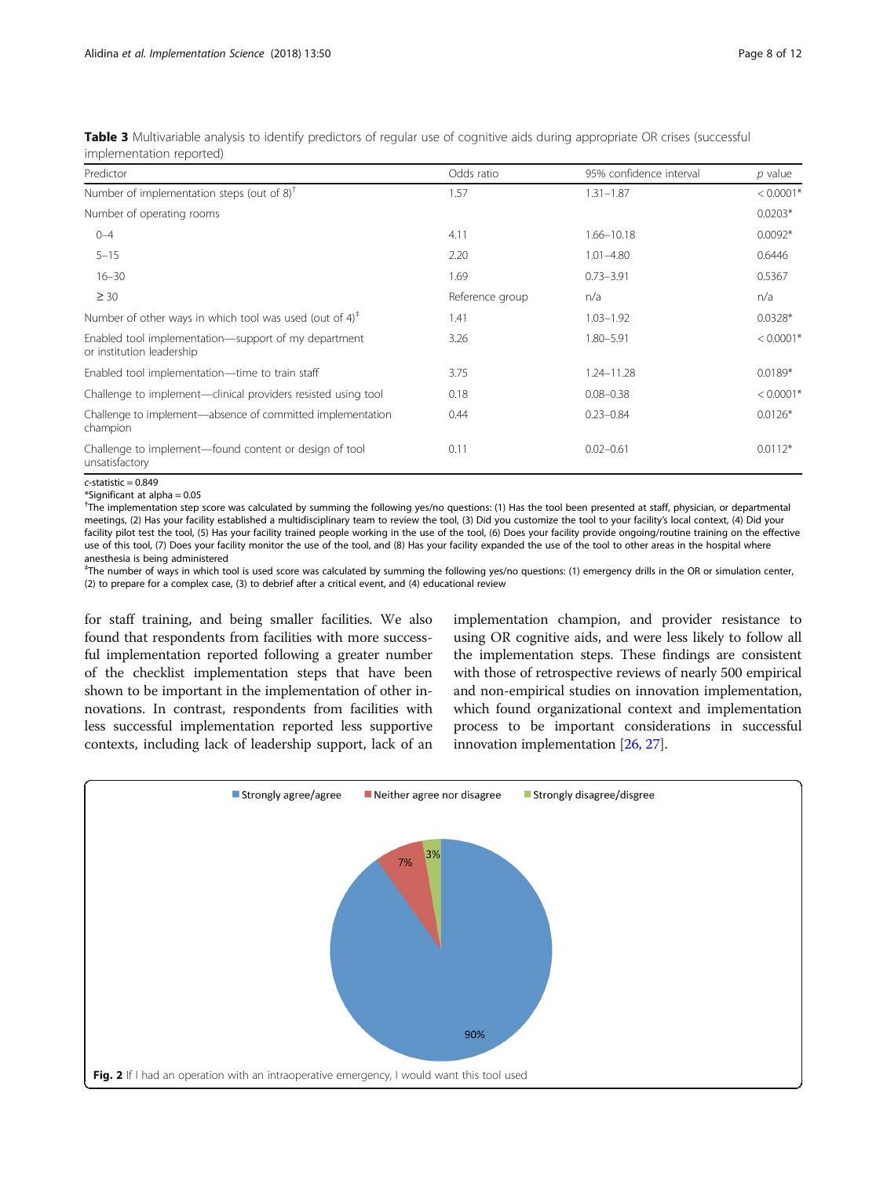**Table 3** Multivariable analysis to identify predictors of regular use of cognitive aids during appropriate OR crises (successful implementation reported)

| Predictor | Odds ratio | 95% confidence interval | *p* value |
|---|---|---|---|
| Number of implementation steps (out of 8)[†] | 1.57 | 1.31–1.87 | < 0.0001* |
| Number of operating rooms | | | 0.0203* |
| 0–4 | 4.11 | 1.66–10.18 | 0.0092* |
| 5–15 | 2.20 | 1.01–4.80 | 0.6446 |
| 16–30 | 1.69 | 0.73–3.91 | 0.5367 |
| ≥ 30 | Reference group | n/a | n/a |
| Number of other ways in which tool was used (out of 4)[‡] | 1.41 | 1.03–1.92 | 0.0328* |
| Enabled tool implementation—support of my department or institution leadership | 3.26 | 1.80–5.91 | < 0.0001* |
| Enabled tool implementation—time to train staff | 3.75 | 1.24–11.28 | 0.0189* |
| Challenge to implement—clinical providers resisted using tool | 0.18 | 0.08–0.38 | < 0.0001* |
| Challenge to implement—absence of committed implementation champion | 0.44 | 0.23–0.84 | 0.0126* |
| Challenge to implement—found content or design of tool unsatisfactory | 0.11 | 0.02–0.61 | 0.0112* |

*c*-statistic = 0.849

*Significant at alpha = 0.05

[†]The implementation step score was calculated by summing the following yes/no questions: (1) Has the tool been presented at staff, physician, or departmental meetings, (2) Has your facility established a multidisciplinary team to review the tool, (3) Did you customize the tool to your facility's local context, (4) Did your facility pilot test the tool, (5) Has your facility trained people working in the use of the tool, (6) Does your facility provide ongoing/routine training on the effective use of this tool, (7) Does your facility monitor the use of the tool, and (8) Has your facility expanded the use of the tool to other areas in the hospital where anesthesia is being administered

[‡]The number of ways in which tool is used score was calculated by summing the following yes/no questions: (1) emergency drills in the OR or simulation center, (2) to prepare for a complex case, (3) to debrief after a critical event, and (4) educational review

for staff training, and being smaller facilities. We also found that respondents from facilities with more successful implementation reported following a greater number of the checklist implementation steps that have been shown to be important in the implementation of other innovations. In contrast, respondents from facilities with less successful implementation reported less supportive contexts, including lack of leadership support, lack of an implementation champion, and provider resistance to using OR cognitive aids, and were less likely to follow all the implementation steps. These findings are consistent with those of retrospective reviews of nearly 500 empirical and non-empirical studies on innovation implementation, which found organizational context and implementation process to be important considerations in successful innovation implementation [26, 27].

Strongly agree/agree — 90%; Neither agree nor disagree — 7%; Strongly disagree/disgree — 3%

**Fig. 2** If I had an operation with an intraoperative emergency, I would want this tool used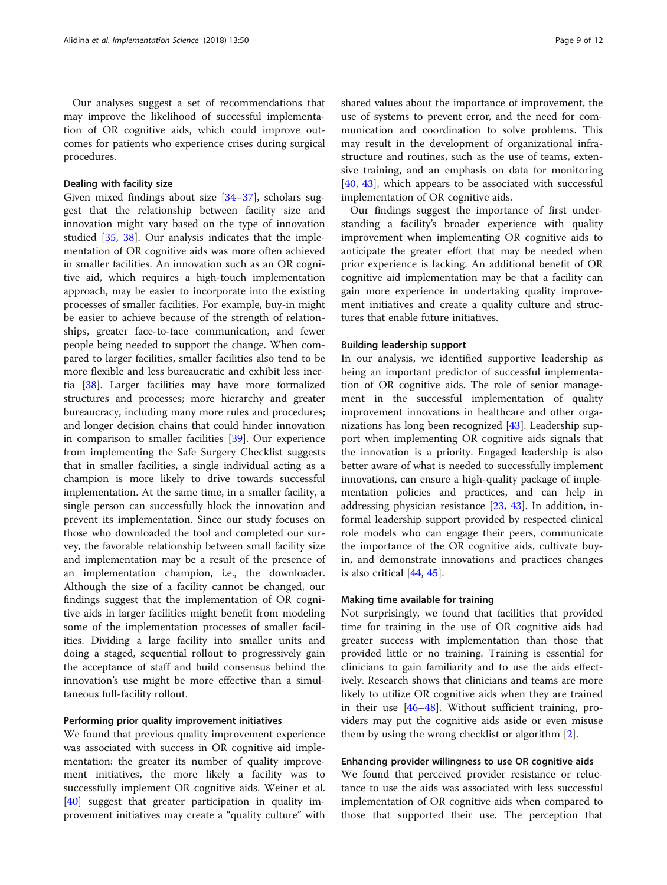Our analyses suggest a set of recommendations that may improve the likelihood of successful implementation of OR cognitive aids, which could improve outcomes for patients who experience crises during surgical procedures.

### Dealing with facility size

Given mixed findings about size [34–37], scholars suggest that the relationship between facility size and innovation might vary based on the type of innovation studied [35, 38]. Our analysis indicates that the implementation of OR cognitive aids was more often achieved in smaller facilities. An innovation such as an OR cognitive aid, which requires a high-touch implementation approach, may be easier to incorporate into the existing processes of smaller facilities. For example, buy-in might be easier to achieve because of the strength of relationships, greater face-to-face communication, and fewer people being needed to support the change. When compared to larger facilities, smaller facilities also tend to be more flexible and less bureaucratic and exhibit less inertia [38]. Larger facilities may have more formalized structures and processes; more hierarchy and greater bureaucracy, including many more rules and procedures; and longer decision chains that could hinder innovation in comparison to smaller facilities [39]. Our experience from implementing the Safe Surgery Checklist suggests that in smaller facilities, a single individual acting as a champion is more likely to drive towards successful implementation. At the same time, in a smaller facility, a single person can successfully block the innovation and prevent its implementation. Since our study focuses on those who downloaded the tool and completed our survey, the favorable relationship between small facility size and implementation may be a result of the presence of an implementation champion, i.e., the downloader. Although the size of a facility cannot be changed, our findings suggest that the implementation of OR cognitive aids in larger facilities might benefit from modeling some of the implementation processes of smaller facilities. Dividing a large facility into smaller units and doing a staged, sequential rollout to progressively gain the acceptance of staff and build consensus behind the innovation's use might be more effective than a simultaneous full-facility rollout.

### Performing prior quality improvement initiatives

We found that previous quality improvement experience was associated with success in OR cognitive aid implementation: the greater its number of quality improvement initiatives, the more likely a facility was to successfully implement OR cognitive aids. Weiner et al. [40] suggest that greater participation in quality improvement initiatives may create a "quality culture" with shared values about the importance of improvement, the use of systems to prevent error, and the need for communication and coordination to solve problems. This may result in the development of organizational infrastructure and routines, such as the use of teams, extensive training, and an emphasis on data for monitoring [40, 43], which appears to be associated with successful implementation of OR cognitive aids.

Our findings suggest the importance of first understanding a facility's broader experience with quality improvement when implementing OR cognitive aids to anticipate the greater effort that may be needed when prior experience is lacking. An additional benefit of OR cognitive aid implementation may be that a facility can gain more experience in undertaking quality improvement initiatives and create a quality culture and structures that enable future initiatives.

### Building leadership support

In our analysis, we identified supportive leadership as being an important predictor of successful implementation of OR cognitive aids. The role of senior management in the successful implementation of quality improvement innovations in healthcare and other organizations has long been recognized [43]. Leadership support when implementing OR cognitive aids signals that the innovation is a priority. Engaged leadership is also better aware of what is needed to successfully implement innovations, can ensure a high-quality package of implementation policies and practices, and can help in addressing physician resistance [23, 43]. In addition, informal leadership support provided by respected clinical role models who can engage their peers, communicate the importance of the OR cognitive aids, cultivate buy-in, and demonstrate innovations and practices changes is also critical [44, 45].

### Making time available for training

Not surprisingly, we found that facilities that provided time for training in the use of OR cognitive aids had greater success with implementation than those that provided little or no training. Training is essential for clinicians to gain familiarity and to use the aids effectively. Research shows that clinicians and teams are more likely to utilize OR cognitive aids when they are trained in their use [46–48]. Without sufficient training, providers may put the cognitive aids aside or even misuse them by using the wrong checklist or algorithm [2].

### Enhancing provider willingness to use OR cognitive aids

We found that perceived provider resistance or reluctance to use the aids was associated with less successful implementation of OR cognitive aids when compared to those that supported their use. The perception that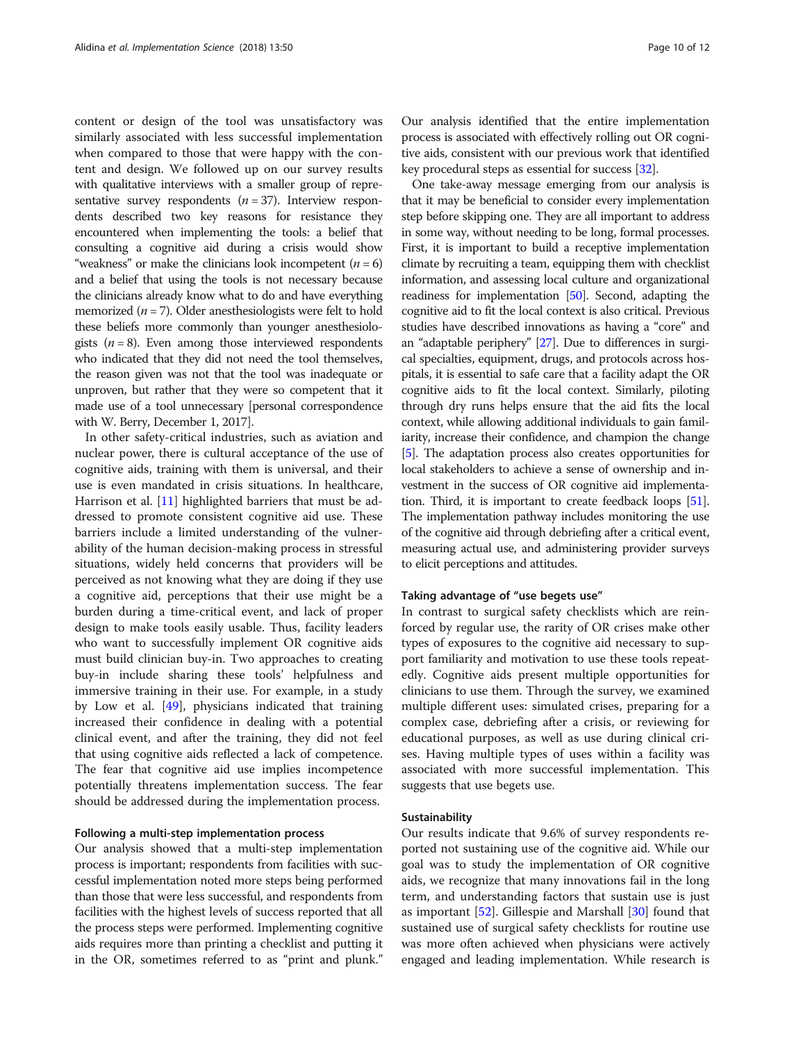content or design of the tool was unsatisfactory was similarly associated with less successful implementation when compared to those that were happy with the content and design. We followed up on our survey results with qualitative interviews with a smaller group of representative survey respondents ($n = 37$). Interview respondents described two key reasons for resistance they encountered when implementing the tools: a belief that consulting a cognitive aid during a crisis would show "weakness" or make the clinicians look incompetent ($n = 6$) and a belief that using the tools is not necessary because the clinicians already know what to do and have everything memorized ($n = 7$). Older anesthesiologists were felt to hold these beliefs more commonly than younger anesthesiologists ($n = 8$). Even among those interviewed respondents who indicated that they did not need the tool themselves, the reason given was not that the tool was inadequate or unproven, but rather that they were so competent that it made use of a tool unnecessary [personal correspondence with W. Berry, December 1, 2017].

In other safety-critical industries, such as aviation and nuclear power, there is cultural acceptance of the use of cognitive aids, training with them is universal, and their use is even mandated in crisis situations. In healthcare, Harrison et al. [11] highlighted barriers that must be addressed to promote consistent cognitive aid use. These barriers include a limited understanding of the vulnerability of the human decision-making process in stressful situations, widely held concerns that providers will be perceived as not knowing what they are doing if they use a cognitive aid, perceptions that their use might be a burden during a time-critical event, and lack of proper design to make tools easily usable. Thus, facility leaders who want to successfully implement OR cognitive aids must build clinician buy-in. Two approaches to creating buy-in include sharing these tools' helpfulness and immersive training in their use. For example, in a study by Low et al. [49], physicians indicated that training increased their confidence in dealing with a potential clinical event, and after the training, they did not feel that using cognitive aids reflected a lack of competence. The fear that cognitive aid use implies incompetence potentially threatens implementation success. The fear should be addressed during the implementation process.

#### Following a multi-step implementation process

Our analysis showed that a multi-step implementation process is important; respondents from facilities with successful implementation noted more steps being performed than those that were less successful, and respondents from facilities with the highest levels of success reported that all the process steps were performed. Implementing cognitive aids requires more than printing a checklist and putting it in the OR, sometimes referred to as "print and plunk." Our analysis identified that the entire implementation process is associated with effectively rolling out OR cognitive aids, consistent with our previous work that identified key procedural steps as essential for success [32].

One take-away message emerging from our analysis is that it may be beneficial to consider every implementation step before skipping one. They are all important to address in some way, without needing to be long, formal processes. First, it is important to build a receptive implementation climate by recruiting a team, equipping them with checklist information, and assessing local culture and organizational readiness for implementation [50]. Second, adapting the cognitive aid to fit the local context is also critical. Previous studies have described innovations as having a "core" and an "adaptable periphery" [27]. Due to differences in surgical specialties, equipment, drugs, and protocols across hospitals, it is essential to safe care that a facility adapt the OR cognitive aids to fit the local context. Similarly, piloting through dry runs helps ensure that the aid fits the local context, while allowing additional individuals to gain familiarity, increase their confidence, and champion the change [5]. The adaptation process also creates opportunities for local stakeholders to achieve a sense of ownership and investment in the success of OR cognitive aid implementation. Third, it is important to create feedback loops [51]. The implementation pathway includes monitoring the use of the cognitive aid through debriefing after a critical event, measuring actual use, and administering provider surveys to elicit perceptions and attitudes.

#### Taking advantage of "use begets use"

In contrast to surgical safety checklists which are reinforced by regular use, the rarity of OR crises make other types of exposures to the cognitive aid necessary to support familiarity and motivation to use these tools repeatedly. Cognitive aids present multiple opportunities for clinicians to use them. Through the survey, we examined multiple different uses: simulated crises, preparing for a complex case, debriefing after a crisis, or reviewing for educational purposes, as well as use during clinical crises. Having multiple types of uses within a facility was associated with more successful implementation. This suggests that use begets use.

#### Sustainability

Our results indicate that 9.6% of survey respondents reported not sustaining use of the cognitive aid. While our goal was to study the implementation of OR cognitive aids, we recognize that many innovations fail in the long term, and understanding factors that sustain use is just as important [52]. Gillespie and Marshall [30] found that sustained use of surgical safety checklists for routine use was more often achieved when physicians were actively engaged and leading implementation. While research is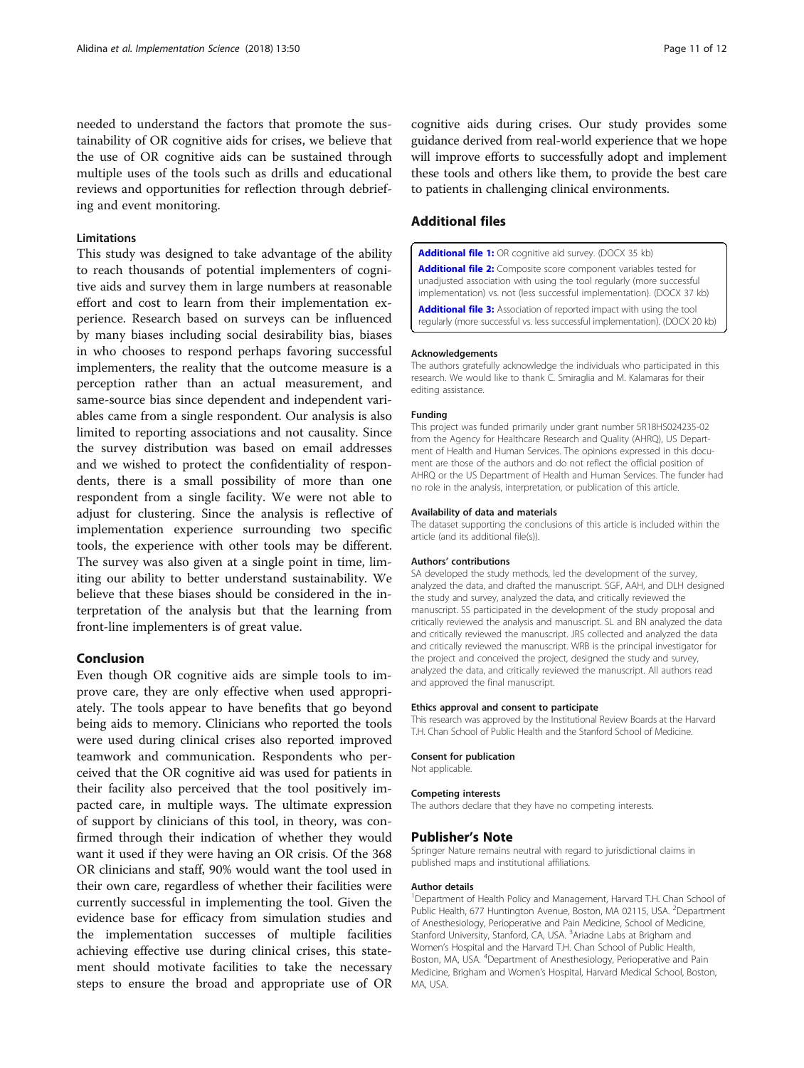needed to understand the factors that promote the sustainability of OR cognitive aids for crises, we believe that the use of OR cognitive aids can be sustained through multiple uses of the tools such as drills and educational reviews and opportunities for reflection through debriefing and event monitoring.

### Limitations

This study was designed to take advantage of the ability to reach thousands of potential implementers of cognitive aids and survey them in large numbers at reasonable effort and cost to learn from their implementation experience. Research based on surveys can be influenced by many biases including social desirability bias, biases in who chooses to respond perhaps favoring successful implementers, the reality that the outcome measure is a perception rather than an actual measurement, and same-source bias since dependent and independent variables came from a single respondent. Our analysis is also limited to reporting associations and not causality. Since the survey distribution was based on email addresses and we wished to protect the confidentiality of respondents, there is a small possibility of more than one respondent from a single facility. We were not able to adjust for clustering. Since the analysis is reflective of implementation experience surrounding two specific tools, the experience with other tools may be different. The survey was also given at a single point in time, limiting our ability to better understand sustainability. We believe that these biases should be considered in the interpretation of the analysis but that the learning from front-line implementers is of great value.

## Conclusion

Even though OR cognitive aids are simple tools to improve care, they are only effective when used appropriately. The tools appear to have benefits that go beyond being aids to memory. Clinicians who reported the tools were used during clinical crises also reported improved teamwork and communication. Respondents who perceived that the OR cognitive aid was used for patients in their facility also perceived that the tool positively impacted care, in multiple ways. The ultimate expression of support by clinicians of this tool, in theory, was confirmed through their indication of whether they would want it used if they were having an OR crisis. Of the 368 OR clinicians and staff, 90% would want the tool used in their own care, regardless of whether their facilities were currently successful in implementing the tool. Given the evidence base for efficacy from simulation studies and the implementation successes of multiple facilities achieving effective use during clinical crises, this statement should motivate facilities to take the necessary steps to ensure the broad and appropriate use of OR cognitive aids during crises. Our study provides some guidance derived from real-world experience that we hope will improve efforts to successfully adopt and implement these tools and others like them, to provide the best care to patients in challenging clinical environments.

## Additional files

**Additional file 1:** OR cognitive aid survey. (DOCX 35 kb)

**Additional file 2:** Composite score component variables tested for unadjusted association with using the tool regularly (more successful implementation) vs. not (less successful implementation). (DOCX 37 kb)

**Additional file 3:** Association of reported impact with using the tool regularly (more successful vs. less successful implementation). (DOCX 20 kb)

#### Acknowledgements

The authors gratefully acknowledge the individuals who participated in this research. We would like to thank C. Smiraglia and M. Kalamaras for their editing assistance.

#### Funding

This project was funded primarily under grant number 5R18HS024235-02 from the Agency for Healthcare Research and Quality (AHRQ), US Department of Health and Human Services. The opinions expressed in this document are those of the authors and do not reflect the official position of AHRQ or the US Department of Health and Human Services. The funder had no role in the analysis, interpretation, or publication of this article.

#### Availability of data and materials

The dataset supporting the conclusions of this article is included within the article (and its additional file(s)).

#### Authors' contributions

SA developed the study methods, led the development of the survey, analyzed the data, and drafted the manuscript. SGF, AAH, and DLH designed the study and survey, analyzed the data, and critically reviewed the manuscript. SS participated in the development of the study proposal and critically reviewed the analysis and manuscript. SL and BN analyzed the data and critically reviewed the manuscript. JRS collected and analyzed the data and critically reviewed the manuscript. WRB is the principal investigator for the project and conceived the project, designed the study and survey, analyzed the data, and critically reviewed the manuscript. All authors read and approved the final manuscript.

#### Ethics approval and consent to participate

This research was approved by the Institutional Review Boards at the Harvard T.H. Chan School of Public Health and the Stanford School of Medicine.

#### Consent for publication

Not applicable.

#### Competing interests

The authors declare that they have no competing interests.

## Publisher's Note

Springer Nature remains neutral with regard to jurisdictional claims in published maps and institutional affiliations.

#### Author details

[1]Department of Health Policy and Management, Harvard T.H. Chan School of Public Health, 677 Huntington Avenue, Boston, MA 02115, USA. [2]Department of Anesthesiology, Perioperative and Pain Medicine, School of Medicine, Stanford University, Stanford, CA, USA. [3]Ariadne Labs at Brigham and Women's Hospital and the Harvard T.H. Chan School of Public Health, Boston, MA, USA. [4]Department of Anesthesiology, Perioperative and Pain Medicine, Brigham and Women's Hospital, Harvard Medical School, Boston, MA, USA.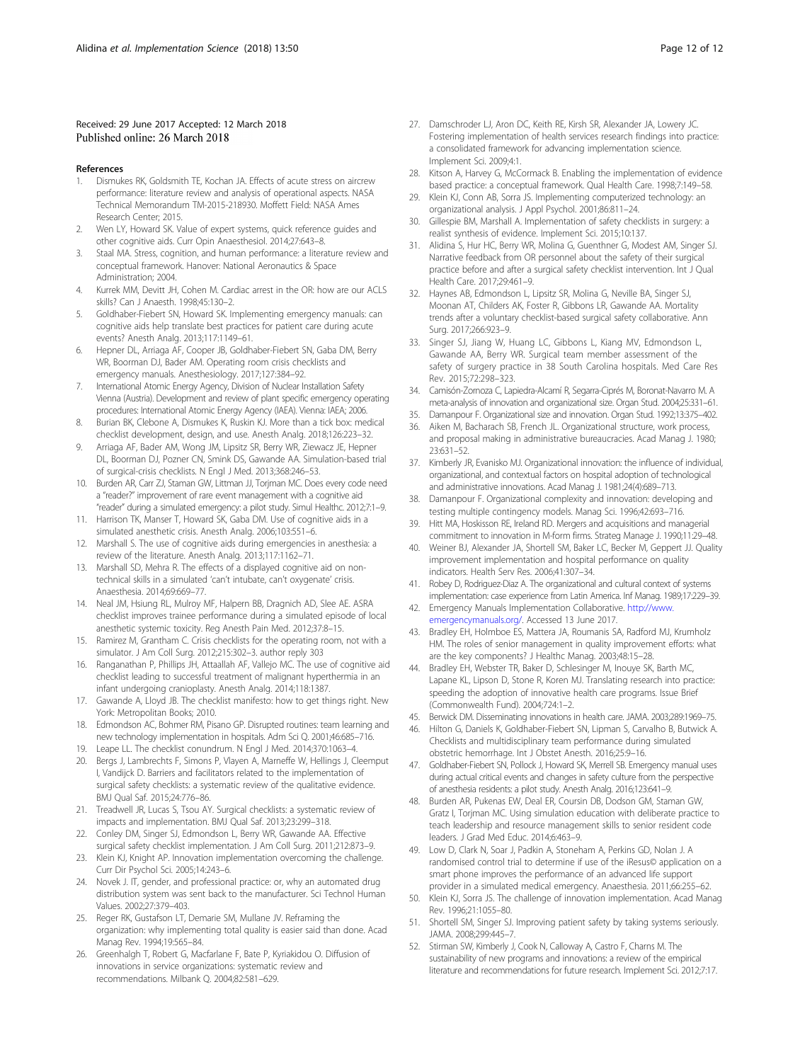Received: 29 June 2017 Accepted: 12 March 2018
Published online: 26 March 2018

## References

1. Dismukes RK, Goldsmith TE, Kochan JA. Effects of acute stress on aircrew performance: literature review and analysis of operational aspects. NASA Technical Memorandum TM-2015-218930. Moffett Field: NASA Ames Research Center; 2015.
2. Wen LY, Howard SK. Value of expert systems, quick reference guides and other cognitive aids. Curr Opin Anaesthesiol. 2014;27:643–8.
3. Staal MA. Stress, cognition, and human performance: a literature review and conceptual framework. Hanover: National Aeronautics & Space Administration; 2004.
4. Kurrek MM, Devitt JH, Cohen M. Cardiac arrest in the OR: how are our ACLS skills? Can J Anaesth. 1998;45:130–2.
5. Goldhaber-Fiebert SN, Howard SK. Implementing emergency manuals: can cognitive aids help translate best practices for patient care during acute events? Anesth Analg. 2013;117:1149–61.
6. Hepner DL, Arriaga AF, Cooper JB, Goldhaber-Fiebert SN, Gaba DM, Berry WR, Boorman DJ, Bader AM. Operating room crisis checklists and emergency manuals. Anesthesiology. 2017;127:384–92.
7. International Atomic Energy Agency, Division of Nuclear Installation Safety Vienna (Austria). Development and review of plant specific emergency operating procedures: International Atomic Energy Agency (IAEA). Vienna: IAEA; 2006.
8. Burian BK, Clebone A, Dismukes K, Ruskin KJ. More than a tick box: medical checklist development, design, and use. Anesth Analg. 2018;126:223–32.
9. Arriaga AF, Bader AM, Wong JM, Lipsitz SR, Berry WR, Ziewacz JE, Hepner DL, Boorman DJ, Pozner CN, Smink DS, Gawande AA. Simulation-based trial of surgical-crisis checklists. N Engl J Med. 2013;368:246–53.
10. Burden AR, Carr ZJ, Staman GW, Littman JJ, Torjman MC. Does every code need a "reader?" improvement of rare event management with a cognitive aid "reader" during a simulated emergency: a pilot study. Simul Healthc. 2012;7:1–9.
11. Harrison TK, Manser T, Howard SK, Gaba DM. Use of cognitive aids in a simulated anesthetic crisis. Anesth Analg. 2006;103:551–6.
12. Marshall S. The use of cognitive aids during emergencies in anesthesia: a review of the literature. Anesth Analg. 2013;117:1162–71.
13. Marshall SD, Mehra R. The effects of a displayed cognitive aid on non-technical skills in a simulated 'can't intubate, can't oxygenate' crisis. Anaesthesia. 2014;69:669–77.
14. Neal JM, Hsiung RL, Mulroy MF, Halpern BB, Dragnich AD, Slee AE. ASRA checklist improves trainee performance during a simulated episode of local anesthetic systemic toxicity. Reg Anesth Pain Med. 2012;37:8–15.
15. Ramirez M, Grantham C. Crisis checklists for the operating room, not with a simulator. J Am Coll Surg. 2012;215:302–3. author reply 303
16. Ranganathan P, Phillips JH, Attaallah AF, Vallejo MC. The use of cognitive aid checklist leading to successful treatment of malignant hyperthermia in an infant undergoing cranioplasty. Anesth Analg. 2014;118:1387.
17. Gawande A, Lloyd JB. The checklist manifesto: how to get things right. New York: Metropolitan Books; 2010.
18. Edmondson AC, Bohmer RM, Pisano GP. Disrupted routines: team learning and new technology implementation in hospitals. Adm Sci Q. 2001;46:685–716.
19. Leape LL. The checklist conundrum. N Engl J Med. 2014;370:1063–4.
20. Bergs J, Lambrechts F, Simons P, Vlayen A, Marneffe W, Hellings J, Cleemput I, Vandijck D. Barriers and facilitators related to the implementation of surgical safety checklists: a systematic review of the qualitative evidence. BMJ Qual Saf. 2015;24:776–86.
21. Treadwell JR, Lucas S, Tsou AY. Surgical checklists: a systematic review of impacts and implementation. BMJ Qual Saf. 2013;23:299–318.
22. Conley DM, Singer SJ, Edmondson L, Berry WR, Gawande AA. Effective surgical safety checklist implementation. J Am Coll Surg. 2011;212:873–9.
23. Klein KJ, Knight AP. Innovation implementation overcoming the challenge. Curr Dir Psychol Sci. 2005;14:243–6.
24. Novek J. IT, gender, and professional practice: or, why an automated drug distribution system was sent back to the manufacturer. Sci Technol Human Values. 2002;27:379–403.
25. Reger RK, Gustafson LT, Demarie SM, Mullane JV. Reframing the organization: why implementing total quality is easier said than done. Acad Manag Rev. 1994;19:565–84.
26. Greenhalgh T, Robert G, Macfarlane F, Bate P, Kyriakidou O. Diffusion of innovations in service organizations: systematic review and recommendations. Milbank Q. 2004;82:581–629.
27. Damschroder LJ, Aron DC, Keith RE, Kirsh SR, Alexander JA, Lowery JC. Fostering implementation of health services research findings into practice: a consolidated framework for advancing implementation science. Implement Sci. 2009;4:1.
28. Kitson A, Harvey G, McCormack B. Enabling the implementation of evidence based practice: a conceptual framework. Qual Health Care. 1998;7:149–58.
29. Klein KJ, Conn AB, Sorra JS. Implementing computerized technology: an organizational analysis. J Appl Psychol. 2001;86:811–24.
30. Gillespie BM, Marshall A. Implementation of safety checklists in surgery: a realist synthesis of evidence. Implement Sci. 2015;10:137.
31. Alidina S, Hur HC, Berry WR, Molina G, Guenthner G, Modest AM, Singer SJ. Narrative feedback from OR personnel about the safety of their surgical practice before and after a surgical safety checklist intervention. Int J Qual Health Care. 2017;29:461–9.
32. Haynes AB, Edmondson L, Lipsitz SR, Molina G, Neville BA, Singer SJ, Moonan AT, Childers AK, Foster R, Gibbons LR, Gawande AA. Mortality trends after a voluntary checklist-based surgical safety collaborative. Ann Surg. 2017;266:923–9.
33. Singer SJ, Jiang W, Huang LC, Gibbons L, Kiang MV, Edmondson L, Gawande AA, Berry WR. Surgical team member assessment of the safety of surgery practice in 38 South Carolina hospitals. Med Care Res Rev. 2015;72:298–323.
34. Camisón-Zornoza C, Lapiedra-Alcamí R, Segarra-Ciprés M, Boronat-Navarro M. A meta-analysis of innovation and organizational size. Organ Stud. 2004;25:331–61.
35. Damanpour F. Organizational size and innovation. Organ Stud. 1992;13:375–402.
36. Aiken M, Bacharach SB, French JL. Organizational structure, work process, and proposal making in administrative bureaucracies. Acad Manag J. 1980;23:631–52.
37. Kimberly JR, Evanisko MJ. Organizational innovation: the influence of individual, organizational, and contextual factors on hospital adoption of technological and administrative innovations. Acad Manag J. 1981;24(4):689–713.
38. Damanpour F. Organizational complexity and innovation: developing and testing multiple contingency models. Manag Sci. 1996;42:693–716.
39. Hitt MA, Hoskisson RE, Ireland RD. Mergers and acquisitions and managerial commitment to innovation in M-form firms. Strateg Manage J. 1990;11:29–48.
40. Weiner BJ, Alexander JA, Shortell SM, Baker LC, Becker M, Geppert JJ. Quality improvement implementation and hospital performance on quality indicators. Health Serv Res. 2006;41:307–34.
41. Robey D, Rodriguez-Diaz A. The organizational and cultural context of systems implementation: case experience from Latin America. Inf Manag. 1989;17:229–39.
42. Emergency Manuals Implementation Collaborative. http://www.emergencymanuals.org/. Accessed 13 June 2017.
43. Bradley EH, Holmboe ES, Mattera JA, Roumanis SA, Radford MJ, Krumholz HM. The roles of senior management in quality improvement efforts: what are the key components? J Healthc Manag. 2003;48:15–28.
44. Bradley EH, Webster TR, Baker D, Schlesinger M, Inouye SK, Barth MC, Lapane KL, Lipson D, Stone R, Koren MJ. Translating research into practice: speeding the adoption of innovative health care programs. Issue Brief (Commonwealth Fund). 2004;724:1–2.
45. Berwick DM. Disseminating innovations in health care. JAMA. 2003;289:1969–75.
46. Hilton G, Daniels K, Goldhaber-Fiebert SN, Lipman S, Carvalho B, Butwick A. Checklists and multidisciplinary team performance during simulated obstetric hemorrhage. Int J Obstet Anesth. 2016;25:9–16.
47. Goldhaber-Fiebert SN, Pollock J, Howard SK, Merrell SB. Emergency manual uses during actual critical events and changes in safety culture from the perspective of anesthesia residents: a pilot study. Anesth Analg. 2016;123:641–9.
48. Burden AR, Pukenas EW, Deal ER, Coursin DB, Dodson GM, Staman GW, Gratz I, Torjman MC. Using simulation education with deliberate practice to teach leadership and resource management skills to senior resident code leaders. J Grad Med Educ. 2014;6:463–9.
49. Low D, Clark N, Soar J, Padkin A, Stoneham A, Perkins GD, Nolan J. A randomised control trial to determine if use of the iResus© application on a smart phone improves the performance of an advanced life support provider in a simulated medical emergency. Anaesthesia. 2011;66:255–62.
50. Klein KJ, Sorra JS. The challenge of innovation implementation. Acad Manag Rev. 1996;21:1055–80.
51. Shortell SM, Singer SJ. Improving patient safety by taking systems seriously. JAMA. 2008;299:445–7.
52. Stirman SW, Kimberly J, Cook N, Calloway A, Castro F, Charns M. The sustainability of new programs and innovations: a review of the empirical literature and recommendations for future research. Implement Sci. 2012;7:17.